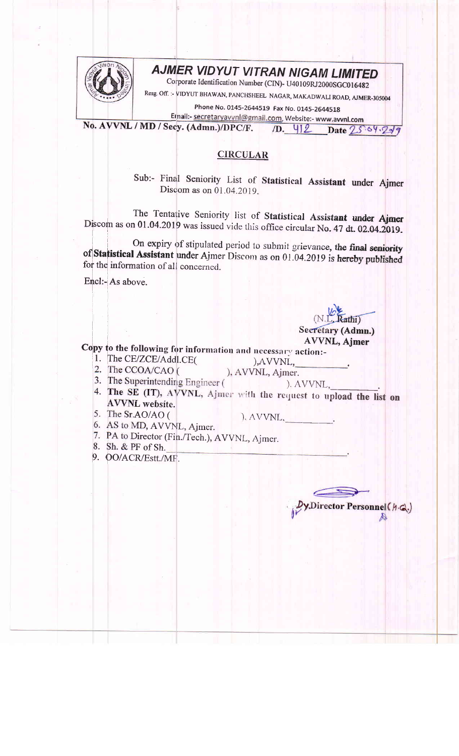# AJMER VIDYUT VITRAN NIGAM LIMITED

Corporate Identification Number (CIN)- U40109RJ2000SGC016482

Resg. Off. :- VIDYUT BHAWAN, PANCHSHEEL NAGAR, MAKADWALI ROAD, AJMER-305004

Phone No. 0145-2644519 Fax No. 0145-2644518

Email:- secretaryavvnl@gmail.com, Website:- www.avvnl.com

**No. AVVNL / MD / Secy. (Admn.)/DPC/F. /D. 412 Date 25.04.2019**

## CIRCULAR

Sub:- Final Seniority List of **Statistical Assistant under Ajmer** Discom as on 01.04.2019.

The Tentative Seniority list of **Statistical Assistant under Ajmer** Discom as on 01.04.2019 was issued vide this office circular No. 47 dt. 02.04.2019.

On expiry of stipulated period to submit grievance, **the final seniority of Statistical Assistant** under Ajmer Discom as on 01.04.2019 **is hereby published** for the information of all concerned.

Encl:- As above.

(N.L. Rathi)
**Secretary (Admn.)**
**AVVNL, Ajmer**

**Copy to the following for information and necessary action:-**

1. The CE/ZCE/Addl.CE( ),AVVNL,\_\_\_\_\_\_\_\_\_.
2. The CCOA/CAO ( ), AVVNL, Ajmer.
3. The Superintending Engineer ( ). AVVNL,\_\_\_\_\_\_\_\_\_.
4. **The SE (IT), AVVNL, Ajmer with the request to upload the list on AVVNL website.**
5. The Sr.AO/AO ( ). AVVNL,\_\_\_\_\_\_\_\_\_.
6. AS to MD, AVVNL, Ajmer.
7. PA to Director (Fin./Tech.), AVVNL, Ajmer.
8. Sh. & PF of Sh.\_\_\_\_\_\_\_\_\_\_\_\_\_\_\_\_\_\_\_\_.
9. OO/ACR/Estt./MF.

**Dy.Director Personnel (H.Q.)**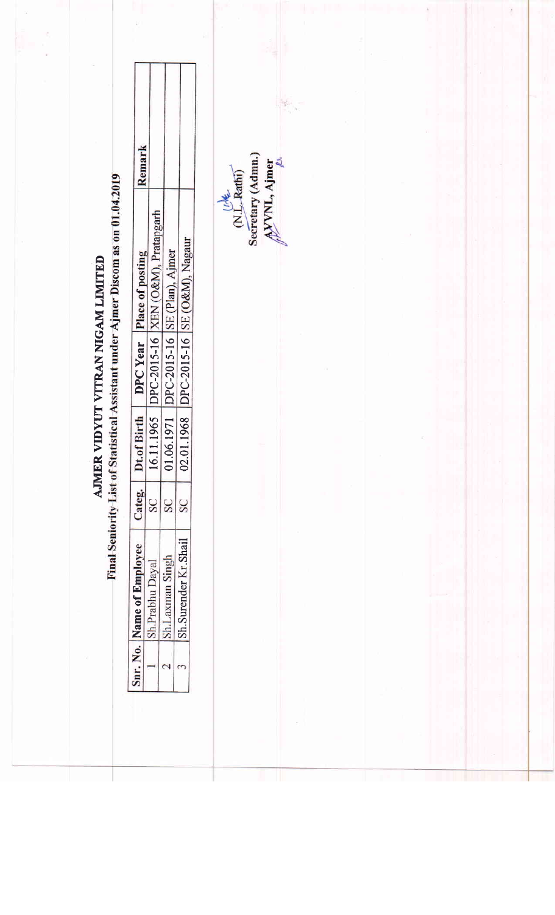# AJMER VIDYUT VITRAN NIGAM LIMITED

## Final Seniority List of Statistical Assistant under Ajmer Discom as on 01.04.2019

| Snr. No. | Name of Employee | Categ. | Dt.of Birth | DPC Year | Place of posting | Remark |
|---|---|---|---|---|---|---|
| 1 | Sh.Prabhu Dayal | SC | 16.11.1965 | DPC-2015-16 | XEN (O&M), Pratapgarh | |
| 2 | Sh.Laxman Singh | SC | 01.06.1971 | DPC-2015-16 | SE (Plan), Ajmer | |
| 3 | Sh.Surender Kr.Shail | SC | 02.01.1968 | DPC-2015-16 | SE (O&M), Nagaur | |

(N.L. Rathi)
Secretary (Admn.)
AVVNL, Ajmer